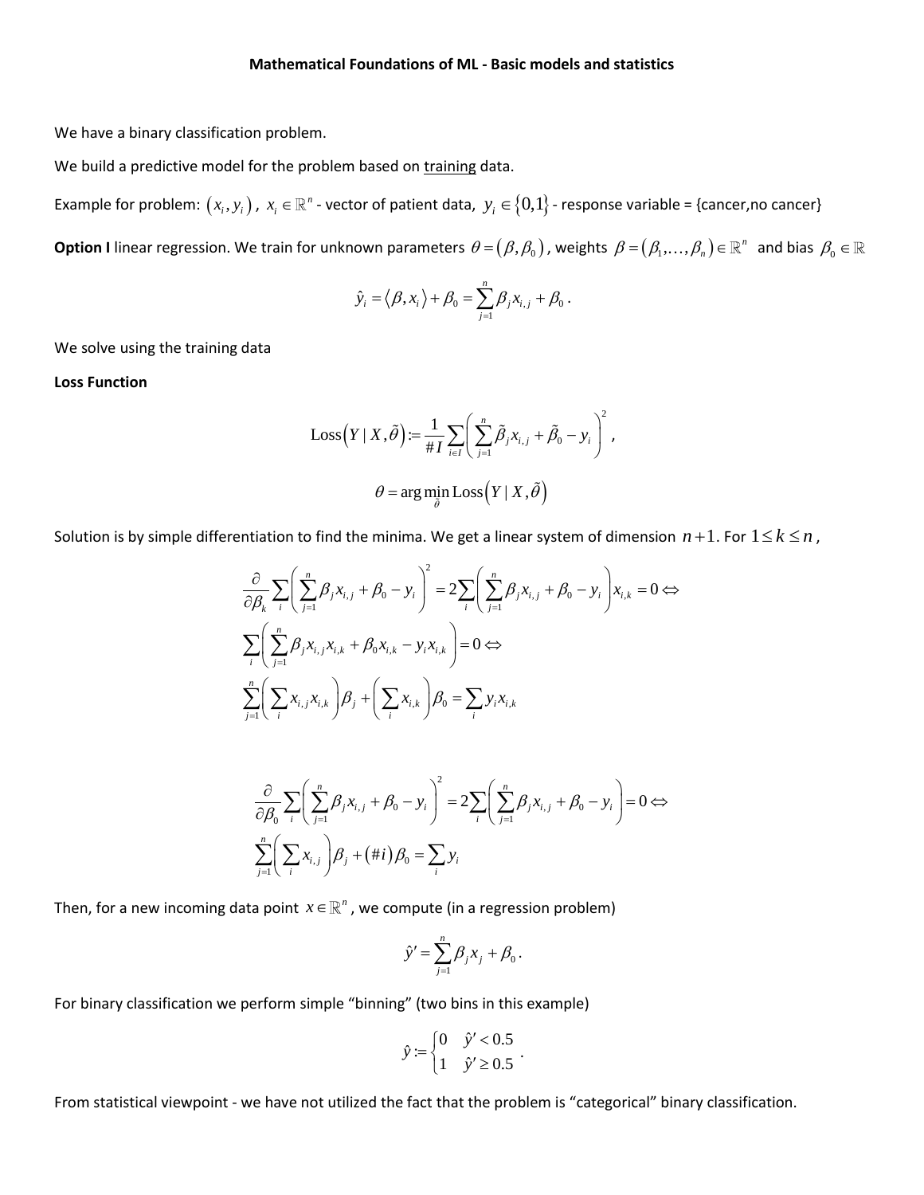**Mathematical Foundations of ML - Basic models and statistics**

We have a binary classification problem.

We build a predictive model for the problem based on <u>training</u> data.

Example for problem: $(x_i, y_i)$, $x_i \in \mathbb{R}^n$ - vector of patient data, $y_i \in \{0,1\}$ - response variable = {cancer,no cancer}

**Option I** linear regression. We train for unknown parameters $\theta = (\beta, \beta_0)$, weights $\beta = (\beta_1, \ldots, \beta_n) \in \mathbb{R}^n$ and bias $\beta_0 \in \mathbb{R}$

$$\hat{y}_i = \langle \beta, x_i \rangle + \beta_0 = \sum_{j=1}^{n} \beta_j x_{i,j} + \beta_0 .$$

We solve using the training data

**Loss Function**

$$\text{Loss}\left(Y \mid X, \tilde{\theta}\right) := \frac{1}{\# I} \sum_{i \in I} \left( \sum_{j=1}^{n} \tilde{\beta}_j x_{i,j} + \tilde{\beta}_0 - y_i \right)^2 ,$$

$$\theta = \arg\min_{\tilde{\theta}} \text{Loss}\left(Y \mid X, \tilde{\theta}\right)$$

Solution is by simple differentiation to find the minima. We get a linear system of dimension $n+1$. For $1 \le k \le n$,

$$\frac{\partial}{\partial \beta_k} \sum_i \left( \sum_{j=1}^{n} \beta_j x_{i,j} + \beta_0 - y_i \right)^2 = 2 \sum_i \left( \sum_{j=1}^{n} \beta_j x_{i,j} + \beta_0 - y_i \right) x_{i,k} = 0 \Leftrightarrow$$

$$\sum_i \left( \sum_{j=1}^{n} \beta_j x_{i,j} x_{i,k} + \beta_0 x_{i,k} - y_i x_{i,k} \right) = 0 \Leftrightarrow$$

$$\sum_{j=1}^{n} \left( \sum_i x_{i,j} x_{i,k} \right) \beta_j + \left( \sum_i x_{i,k} \right) \beta_0 = \sum_i y_i x_{i,k}$$

$$\frac{\partial}{\partial \beta_0} \sum_i \left( \sum_{j=1}^{n} \beta_j x_{i,j} + \beta_0 - y_i \right)^2 = 2 \sum_i \left( \sum_{j=1}^{n} \beta_j x_{i,j} + \beta_0 - y_i \right) = 0 \Leftrightarrow$$

$$\sum_{j=1}^{n} \left( \sum_i x_{i,j} \right) \beta_j + (\# i) \beta_0 = \sum_i y_i$$

Then, for a new incoming data point $x \in \mathbb{R}^n$, we compute (in a regression problem)

$$\hat{y}' = \sum_{j=1}^{n} \beta_j x_j + \beta_0 .$$

For binary classification we perform simple "binning" (two bins in this example)

$$\hat{y} := \begin{cases} 0 & \hat{y}' < 0.5 \\ 1 & \hat{y}' \ge 0.5 \end{cases} .$$

From statistical viewpoint - we have not utilized the fact that the problem is "categorical" binary classification.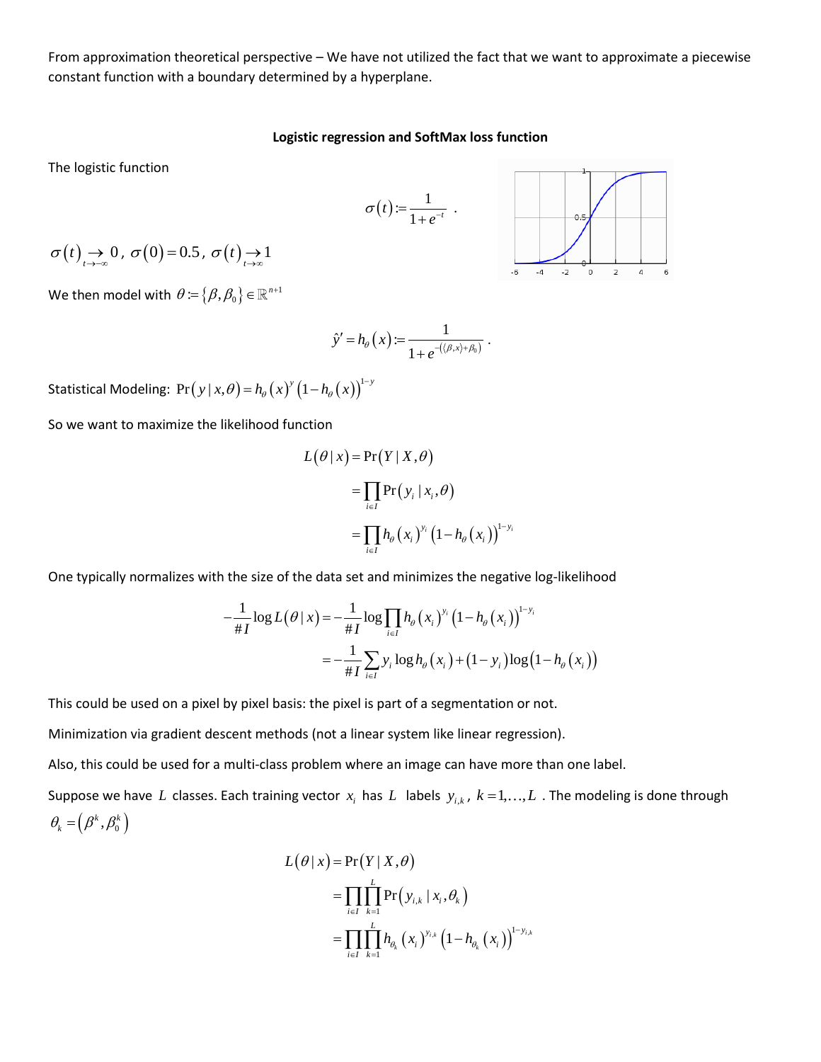From approximation theoretical perspective – We have not utilized the fact that we want to approximate a piecewise constant function with a boundary determined by a hyperplane.

**Logistic regression and SoftMax loss function**

The logistic function

$$\sigma(t) := \frac{1}{1+e^{-t}} \ .$$

$\sigma(t) \underset{t\to-\infty}{\rightarrow} 0$, $\sigma(0) = 0.5$, $\sigma(t) \underset{t\to\infty}{\rightarrow} 1$

We then model with $\theta := \{\beta, \beta_0\} \in \mathbb{R}^{n+1}$

$$\hat{y}' = h_\theta(x) := \frac{1}{1+e^{-(\langle \beta, x\rangle + \beta_0)}} \ .$$

Statistical Modeling: $\Pr(y \mid x, \theta) = h_\theta(x)^y (1 - h_\theta(x))^{1-y}$

So we want to maximize the likelihood function

$$\begin{aligned}
L(\theta \mid x) &= \Pr(Y \mid X, \theta) \\
&= \prod_{i \in I} \Pr(y_i \mid x_i, \theta) \\
&= \prod_{i \in I} h_\theta(x_i)^{y_i} (1 - h_\theta(x_i))^{1-y_i}
\end{aligned}$$

One typically normalizes with the size of the data set and minimizes the negative log-likelihood

$$\begin{aligned}
-\frac{1}{\# I} \log L(\theta \mid x) &= -\frac{1}{\# I} \log \prod_{i \in I} h_\theta(x_i)^{y_i} (1 - h_\theta(x_i))^{1-y_i} \\
&= -\frac{1}{\# I} \sum_{i \in I} y_i \log h_\theta(x_i) + (1 - y_i) \log(1 - h_\theta(x_i))
\end{aligned}$$

This could be used on a pixel by pixel basis: the pixel is part of a segmentation or not.

Minimization via gradient descent methods (not a linear system like linear regression).

Also, this could be used for a multi-class problem where an image can have more than one label.

Suppose we have $L$ classes. Each training vector $x_i$ has $L$ labels $y_{i,k}$, $k = 1, \ldots, L$. The modeling is done through $\theta_k = (\beta^k, \beta_0^k)$

$$\begin{aligned}
L(\theta \mid x) &= \Pr(Y \mid X, \theta) \\
&= \prod_{i \in I} \prod_{k=1}^{L} \Pr(y_{i,k} \mid x_i, \theta_k) \\
&= \prod_{i \in I} \prod_{k=1}^{L} h_{\theta_k}(x_i)^{y_{i,k}} (1 - h_{\theta_k}(x_i))^{1-y_{i,k}}
\end{aligned}$$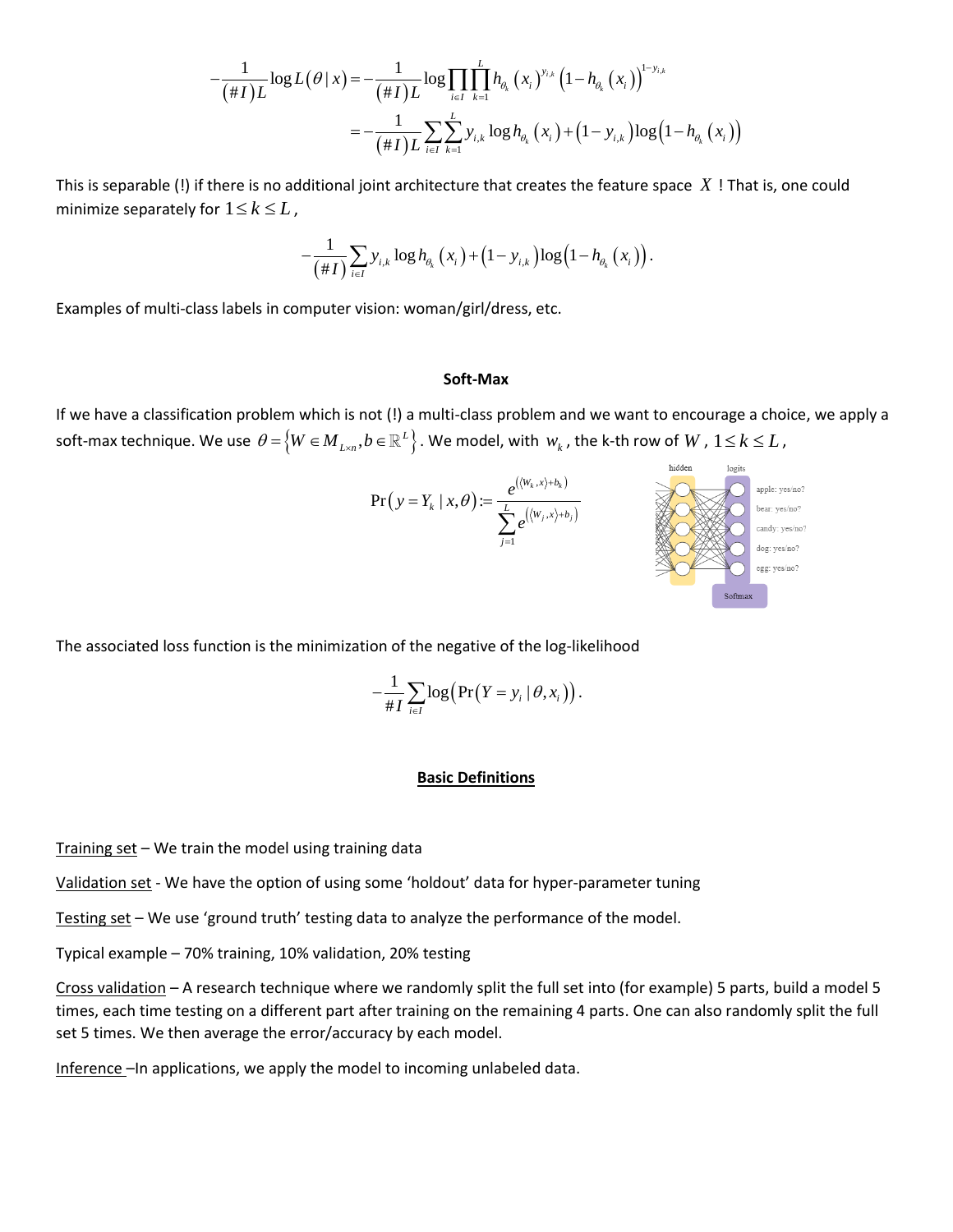$$-\frac{1}{(\#I)L}\log L(\theta\,|\,x) = -\frac{1}{(\#I)L}\log\prod_{i\in I}\prod_{k=1}^{L} h_{\theta_k}(x_i)^{y_{i,k}}\left(1-h_{\theta_k}(x_i)\right)^{1-y_{i,k}}$$

$$= -\frac{1}{(\#I)L}\sum_{i\in I}\sum_{k=1}^{L} y_{i,k}\log h_{\theta_k}(x_i) + (1-y_{i,k})\log\left(1-h_{\theta_k}(x_i)\right)$$

This is separable (!) if there is no additional joint architecture that creates the feature space $X$ ! That is, one could minimize separately for $1 \le k \le L$,

$$-\frac{1}{(\#I)}\sum_{i\in I} y_{i,k}\log h_{\theta_k}(x_i) + (1-y_{i,k})\log\left(1-h_{\theta_k}(x_i)\right).$$

Examples of multi-class labels in computer vision: woman/girl/dress, etc.

## Soft-Max

If we have a classification problem which is not (!) a multi-class problem and we want to encourage a choice, we apply a soft-max technique. We use $\theta = \left\{W \in M_{L\times n}, b \in \mathbb{R}^L\right\}$. We model, with $w_k$, the k-th row of $W$, $1 \le k \le L$,

$$\Pr(y = Y_k \,|\, x, \theta) := \frac{e^{(\langle w_k, x\rangle + b_k)}}{\sum_{j=1}^{L} e^{(\langle w_j, x\rangle + b_j)}}$$

The associated loss function is the minimization of the negative of the log-likelihood

$$-\frac{1}{\#I}\sum_{i\in I}\log\left(\Pr(Y = y_i \,|\, \theta, x_i)\right).$$

## Basic Definitions

Training set – We train the model using training data

Validation set - We have the option of using some 'holdout' data for hyper-parameter tuning

Testing set – We use 'ground truth' testing data to analyze the performance of the model.

Typical example – 70% training, 10% validation, 20% testing

Cross validation – A research technique where we randomly split the full set into (for example) 5 parts, build a model 5 times, each time testing on a different part after training on the remaining 4 parts. One can also randomly split the full set 5 times. We then average the error/accuracy by each model.

Inference –In applications, we apply the model to incoming unlabeled data.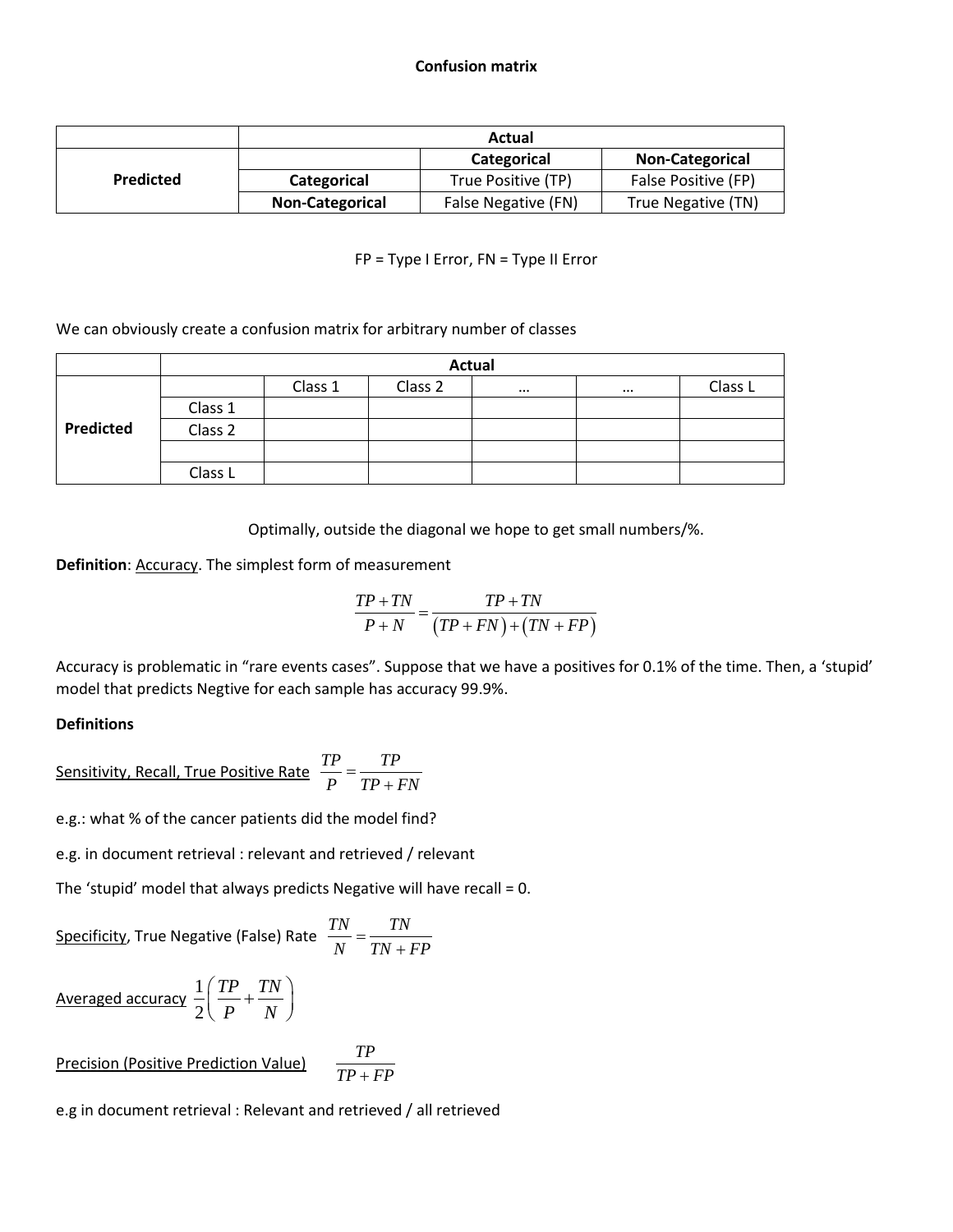# Confusion matrix

| | Actual | | |
|---|---|---|---|
| **Predicted** | | **Categorical** | **Non-Categorical** |
| | **Categorical** | True Positive (TP) | False Positive (FP) |
| | **Non-Categorical** | False Negative (FN) | True Negative (TN) |

FP = Type I Error, FN = Type II Error

We can obviously create a confusion matrix for arbitrary number of classes

| | Actual | | | | | |
|---|---|---|---|---|---|---|
| **Predicted** | | Class 1 | Class 2 | … | … | Class L |
| | Class 1 | | | | | |
| | Class 2 | | | | | |
| | | | | | | |
| | Class L | | | | | |

Optimally, outside the diagonal we hope to get small numbers/%.

**Definition**: Accuracy. The simplest form of measurement

$$\frac{TP+TN}{P+N} = \frac{TP+TN}{(TP+FN)+(TN+FP)}$$

Accuracy is problematic in "rare events cases". Suppose that we have a positives for 0.1% of the time. Then, a 'stupid' model that predicts Negtive for each sample has accuracy 99.9%.

**Definitions**

Sensitivity, Recall, True Positive Rate $\frac{TP}{P} = \frac{TP}{TP+FN}$

e.g.: what % of the cancer patients did the model find?

e.g. in document retrieval : relevant and retrieved / relevant

The 'stupid' model that always predicts Negative will have recall = 0.

Specificity, True Negative (False) Rate $\frac{TN}{N} = \frac{TN}{TN+FP}$

Averaged accuracy $\frac{1}{2}\left(\frac{TP}{P} + \frac{TN}{N}\right)$

Precision (Positive Prediction Value) $\frac{TP}{TP+FP}$

e.g in document retrieval : Relevant and retrieved / all retrieved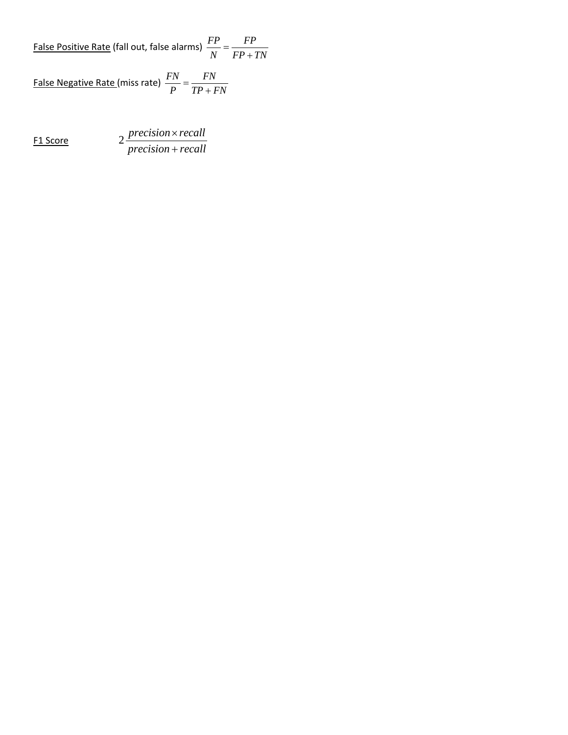<u>False Positive Rate</u> (fall out, false alarms) $\frac{FP}{N} = \frac{FP}{FP + TN}$

<u>False Negative Rate</u> (miss rate) $\frac{FN}{P} = \frac{FN}{TP + FN}$

<u>F1 Score</u> $2\frac{precision \times recall}{precision + recall}$